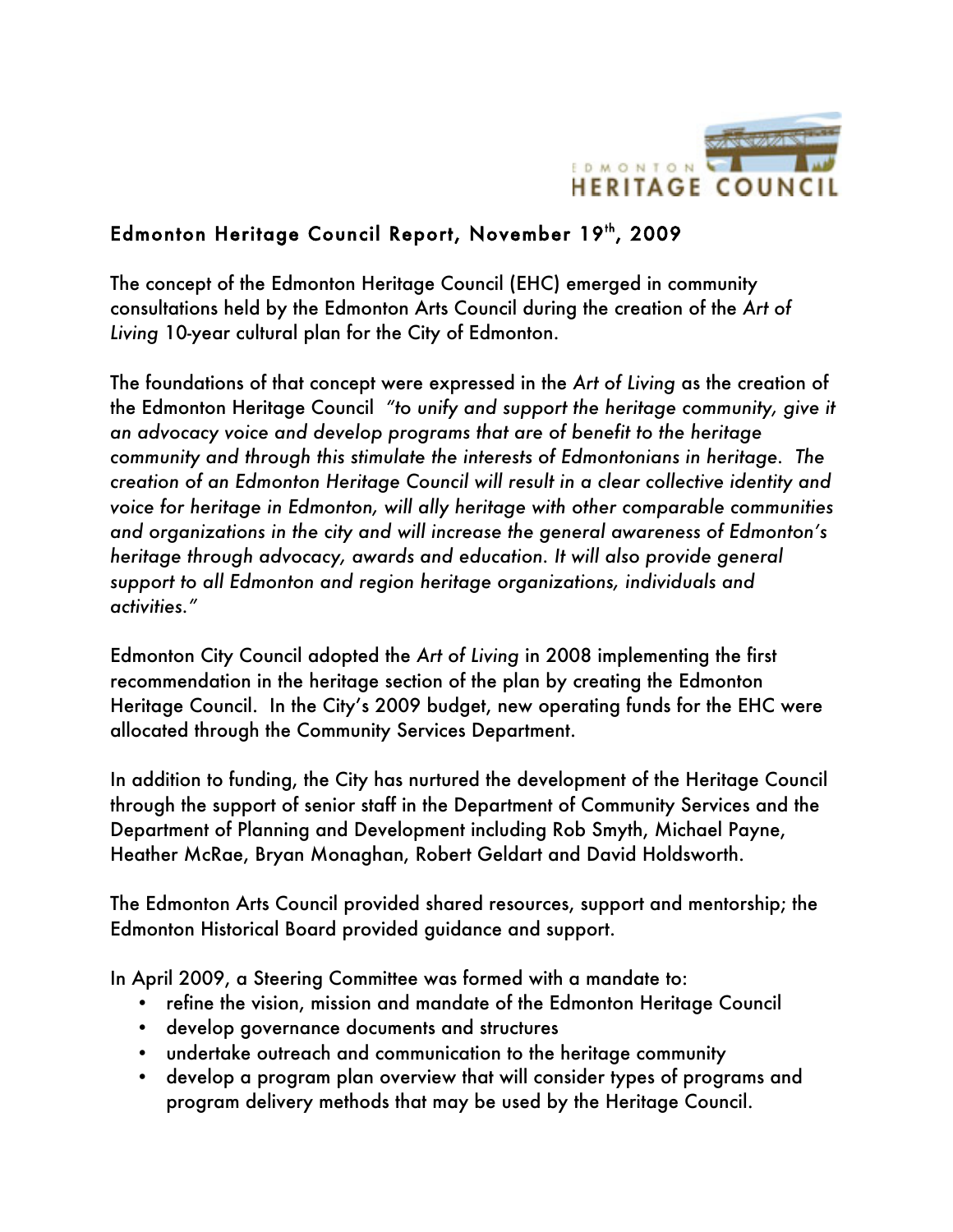# Edmonton Heritage Council Report, November 19th, 2009

The concept of the Edmonton Heritage Council (EHC) emerged in community consultations held by the Edmonton Arts Council during the creation of the *Art of Living* 10-year cultural plan for the City of Edmonton.

The foundations of that concept were expressed in the *Art of Living* as the creation of the Edmonton Heritage Council *"to unify and support the heritage community, give it an advocacy voice and develop programs that are of benefit to the heritage community and through this stimulate the interests of Edmontonians in heritage. The creation of an Edmonton Heritage Council will result in a clear collective identity and voice for heritage in Edmonton, will ally heritage with other comparable communities and organizations in the city and will increase the general awareness of Edmonton's heritage through advocacy, awards and education. It will also provide general support to all Edmonton and region heritage organizations, individuals and activities."*

Edmonton City Council adopted the *Art of Living* in 2008 implementing the first recommendation in the heritage section of the plan by creating the Edmonton Heritage Council. In the City's 2009 budget, new operating funds for the EHC were allocated through the Community Services Department.

In addition to funding, the City has nurtured the development of the Heritage Council through the support of senior staff in the Department of Community Services and the Department of Planning and Development including Rob Smyth, Michael Payne, Heather McRae, Bryan Monaghan, Robert Geldart and David Holdsworth.

The Edmonton Arts Council provided shared resources, support and mentorship; the Edmonton Historical Board provided guidance and support.

In April 2009, a Steering Committee was formed with a mandate to:

- refine the vision, mission and mandate of the Edmonton Heritage Council
- develop governance documents and structures
- undertake outreach and communication to the heritage community
- develop a program plan overview that will consider types of programs and program delivery methods that may be used by the Heritage Council.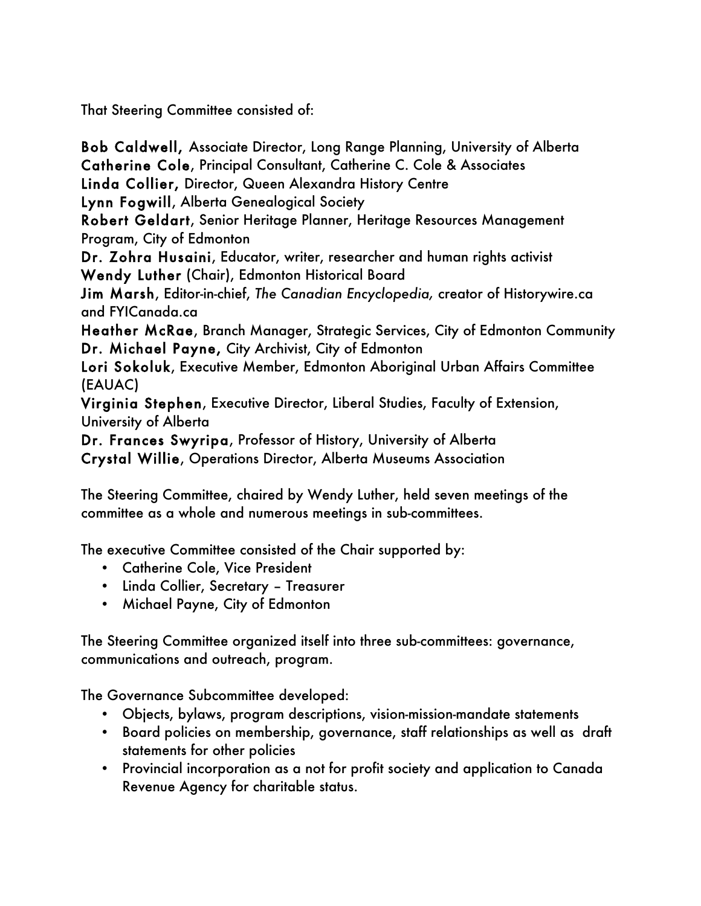That Steering Committee consisted of:

**Bob Caldwell,** Associate Director, Long Range Planning, University of Alberta
**Catherine Cole**, Principal Consultant, Catherine C. Cole & Associates
**Linda Collier,** Director, Queen Alexandra History Centre
**Lynn Fogwill**, Alberta Genealogical Society
**Robert Geldart**, Senior Heritage Planner, Heritage Resources Management Program, City of Edmonton
**Dr. Zohra Husaini**, Educator, writer, researcher and human rights activist
**Wendy Luther** (Chair), Edmonton Historical Board
**Jim Marsh**, Editor-in-chief, *The Canadian Encyclopedia,* creator of Historywire.ca and FYICanada.ca
**Heather McRae**, Branch Manager, Strategic Services, City of Edmonton Community
**Dr. Michael Payne,** City Archivist, City of Edmonton
**Lori Sokoluk**, Executive Member, Edmonton Aboriginal Urban Affairs Committee (EAUAC)
**Virginia Stephen**, Executive Director, Liberal Studies, Faculty of Extension, University of Alberta
**Dr. Frances Swyripa**, Professor of History, University of Alberta
**Crystal Willie**, Operations Director, Alberta Museums Association

The Steering Committee, chaired by Wendy Luther, held seven meetings of the committee as a whole and numerous meetings in sub-committees.

The executive Committee consisted of the Chair supported by:

- Catherine Cole, Vice President
- Linda Collier, Secretary – Treasurer
- Michael Payne, City of Edmonton

The Steering Committee organized itself into three sub-committees: governance, communications and outreach, program.

The Governance Subcommittee developed:

- Objects, bylaws, program descriptions, vision-mission-mandate statements
- Board policies on membership, governance, staff relationships as well as draft statements for other policies
- Provincial incorporation as a not for profit society and application to Canada Revenue Agency for charitable status.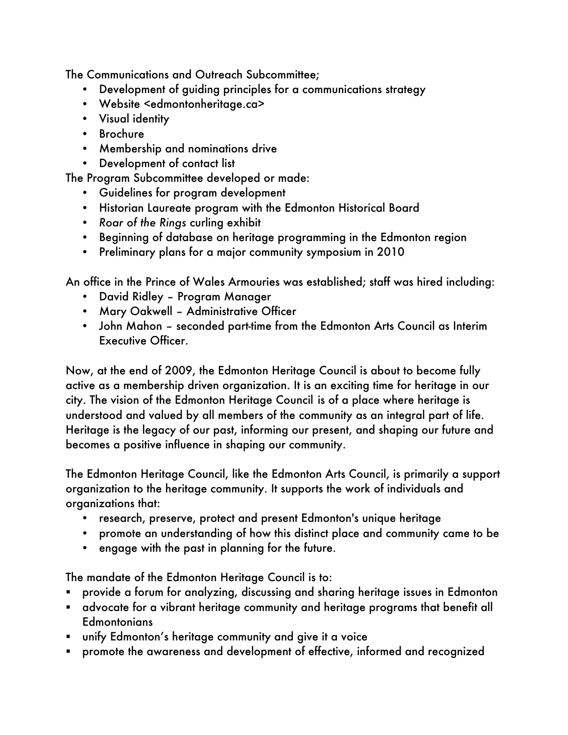The Communications and Outreach Subcommittee;

- Development of guiding principles for a communications strategy
- Website <edmontonheritage.ca>
- Visual identity
- Brochure
- Membership and nominations drive
- Development of contact list

The Program Subcommittee developed or made:

- Guidelines for program development
- Historian Laureate program with the Edmonton Historical Board
- *Roar of the Rings* curling exhibit
- Beginning of database on heritage programming in the Edmonton region
- Preliminary plans for a major community symposium in 2010

An office in the Prince of Wales Armouries was established; staff was hired including:

- David Ridley – Program Manager
- Mary Oakwell – Administrative Officer
- John Mahon – seconded part-time from the Edmonton Arts Council as Interim Executive Officer.

Now, at the end of 2009, the Edmonton Heritage Council is about to become fully active as a membership driven organization. It is an exciting time for heritage in our city. The vision of the Edmonton Heritage Council is of a place where heritage is understood and valued by all members of the community as an integral part of life. Heritage is the legacy of our past, informing our present, and shaping our future and becomes a positive influence in shaping our community.

The Edmonton Heritage Council, like the Edmonton Arts Council, is primarily a support organization to the heritage community. It supports the work of individuals and organizations that:

- research, preserve, protect and present Edmonton's unique heritage
- promote an understanding of how this distinct place and community came to be
- engage with the past in planning for the future.

The mandate of the Edmonton Heritage Council is to:

- provide a forum for analyzing, discussing and sharing heritage issues in Edmonton
- advocate for a vibrant heritage community and heritage programs that benefit all Edmontonians
- unify Edmonton's heritage community and give it a voice
- promote the awareness and development of effective, informed and recognized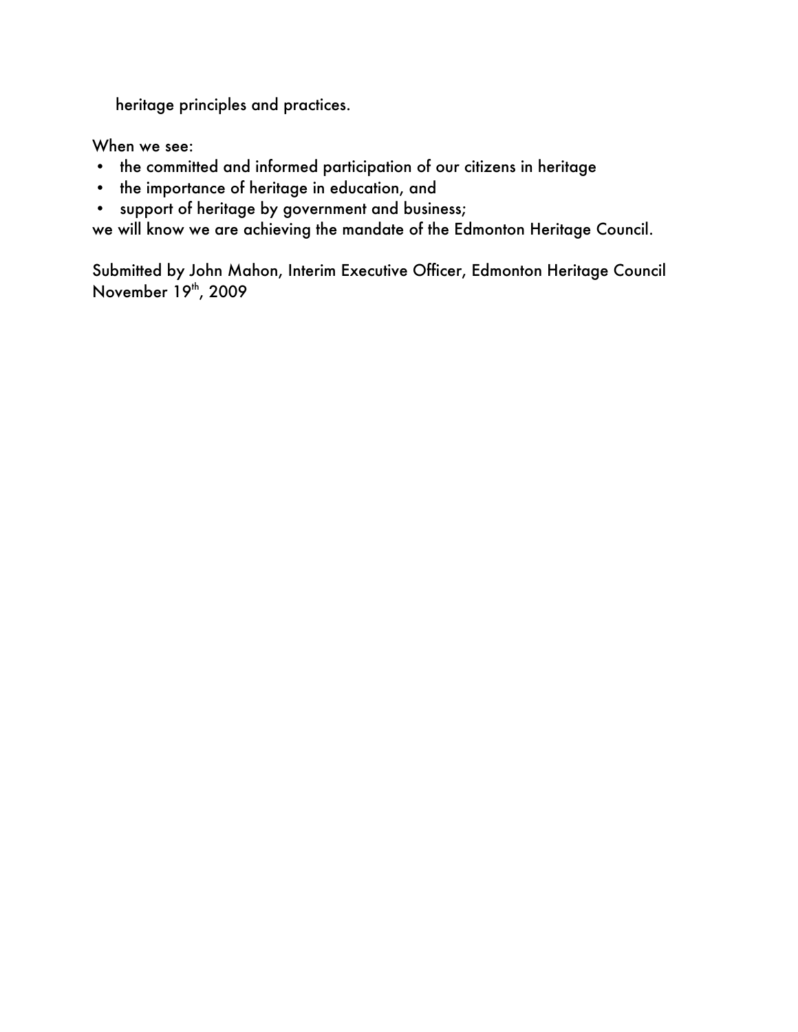heritage principles and practices.

When we see:

- the committed and informed participation of our citizens in heritage
- the importance of heritage in education, and
- support of heritage by government and business;

we will know we are achieving the mandate of the Edmonton Heritage Council.

Submitted by John Mahon, Interim Executive Officer, Edmonton Heritage Council
November 19th, 2009